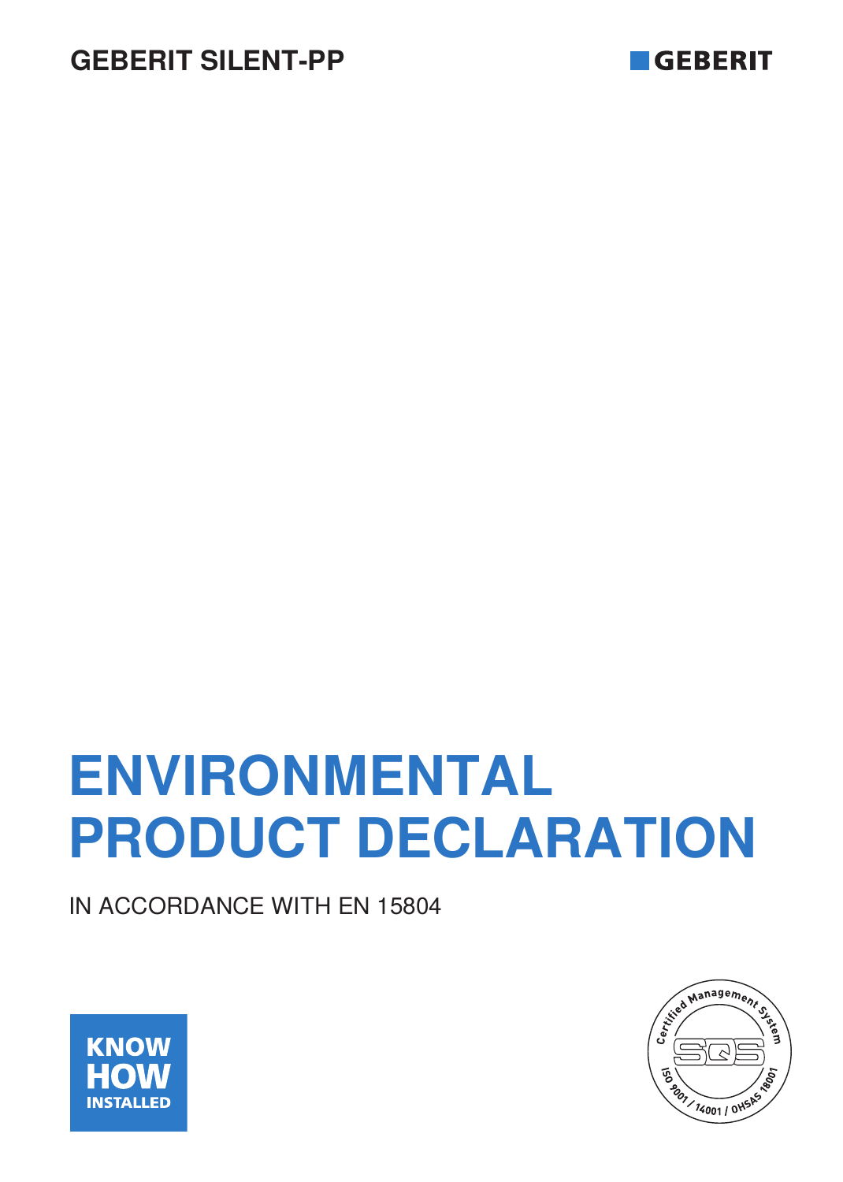GEBERIT SILENT-PP

GEBERIT

# ENVIRONMENTAL PRODUCT DECLARATION

IN ACCORDANCE WITH EN 15804

KNOW HOW INSTALLED

Certified Management System SQS ISO 9001 / 14001 / OHSAS 18001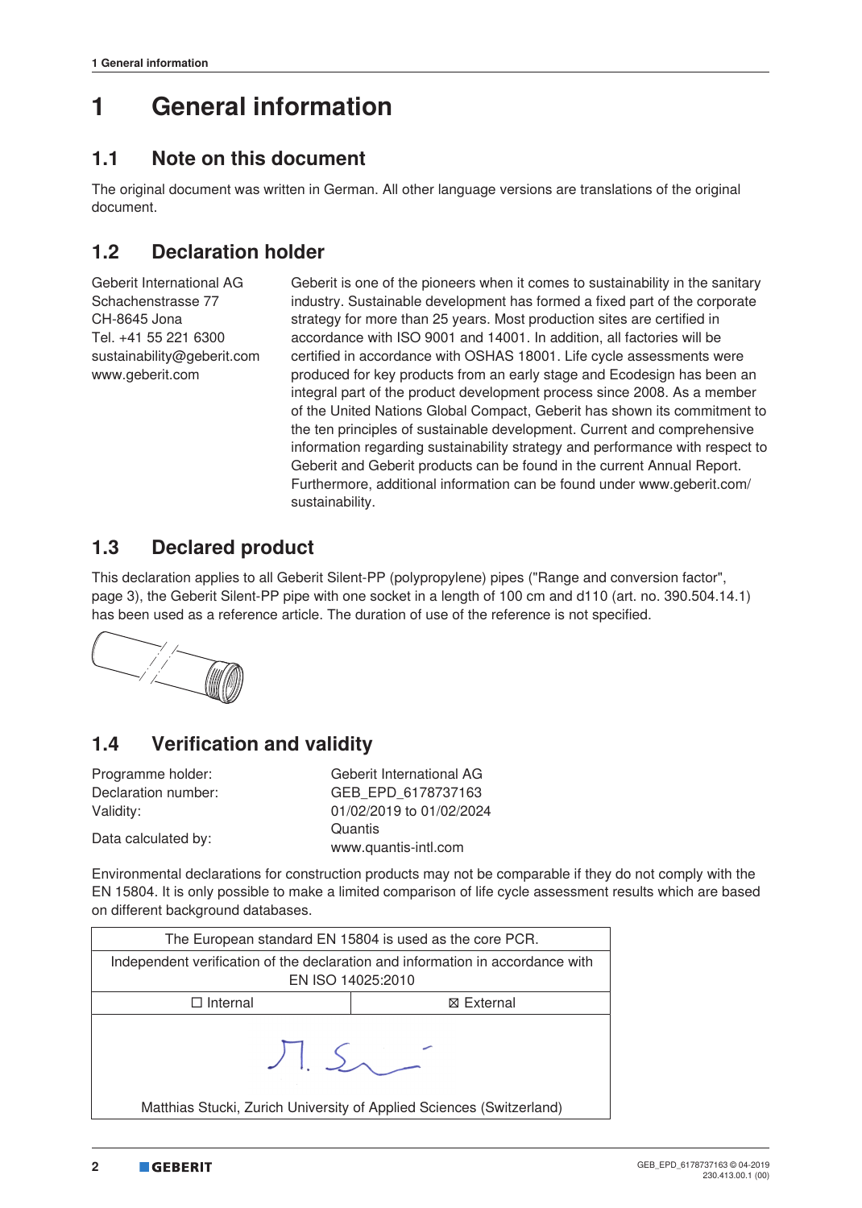# 1 General information

## 1.1 Note on this document

The original document was written in German. All other language versions are translations of the original document.

## 1.2 Declaration holder

Geberit International AG
Schachenstrasse 77
CH-8645 Jona
Tel. +41 55 221 6300
sustainability@geberit.com
www.geberit.com

Geberit is one of the pioneers when it comes to sustainability in the sanitary industry. Sustainable development has formed a fixed part of the corporate strategy for more than 25 years. Most production sites are certified in accordance with ISO 9001 and 14001. In addition, all factories will be certified in accordance with OSHAS 18001. Life cycle assessments were produced for key products from an early stage and Ecodesign has been an integral part of the product development process since 2008. As a member of the United Nations Global Compact, Geberit has shown its commitment to the ten principles of sustainable development. Current and comprehensive information regarding sustainability strategy and performance with respect to Geberit and Geberit products can be found in the current Annual Report. Furthermore, additional information can be found under www.geberit.com/sustainability.

## 1.3 Declared product

This declaration applies to all Geberit Silent-PP (polypropylene) pipes ("Range and conversion factor", page 3), the Geberit Silent-PP pipe with one socket in a length of 100 cm and d110 (art. no. 390.504.14.1) has been used as a reference article. The duration of use of the reference is not specified.

## 1.4 Verification and validity

| | |
|---|---|
| Programme holder: | Geberit International AG |
| Declaration number: | GEB_EPD_6178737163 |
| Validity: | 01/02/2019 to 01/02/2024 |
| Data calculated by: | Quantis<br>www.quantis-intl.com |

Environmental declarations for construction products may not be comparable if they do not comply with the EN 15804. It is only possible to make a limited comparison of life cycle assessment results which are based on different background databases.

| The European standard EN 15804 is used as the core PCR. | |
|---|---|
| Independent verification of the declaration and information in accordance with EN ISO 14025:2010 | |
| ☐ Internal | ☒ External |
| Matthias Stucki, Zurich University of Applied Sciences (Switzerland) | |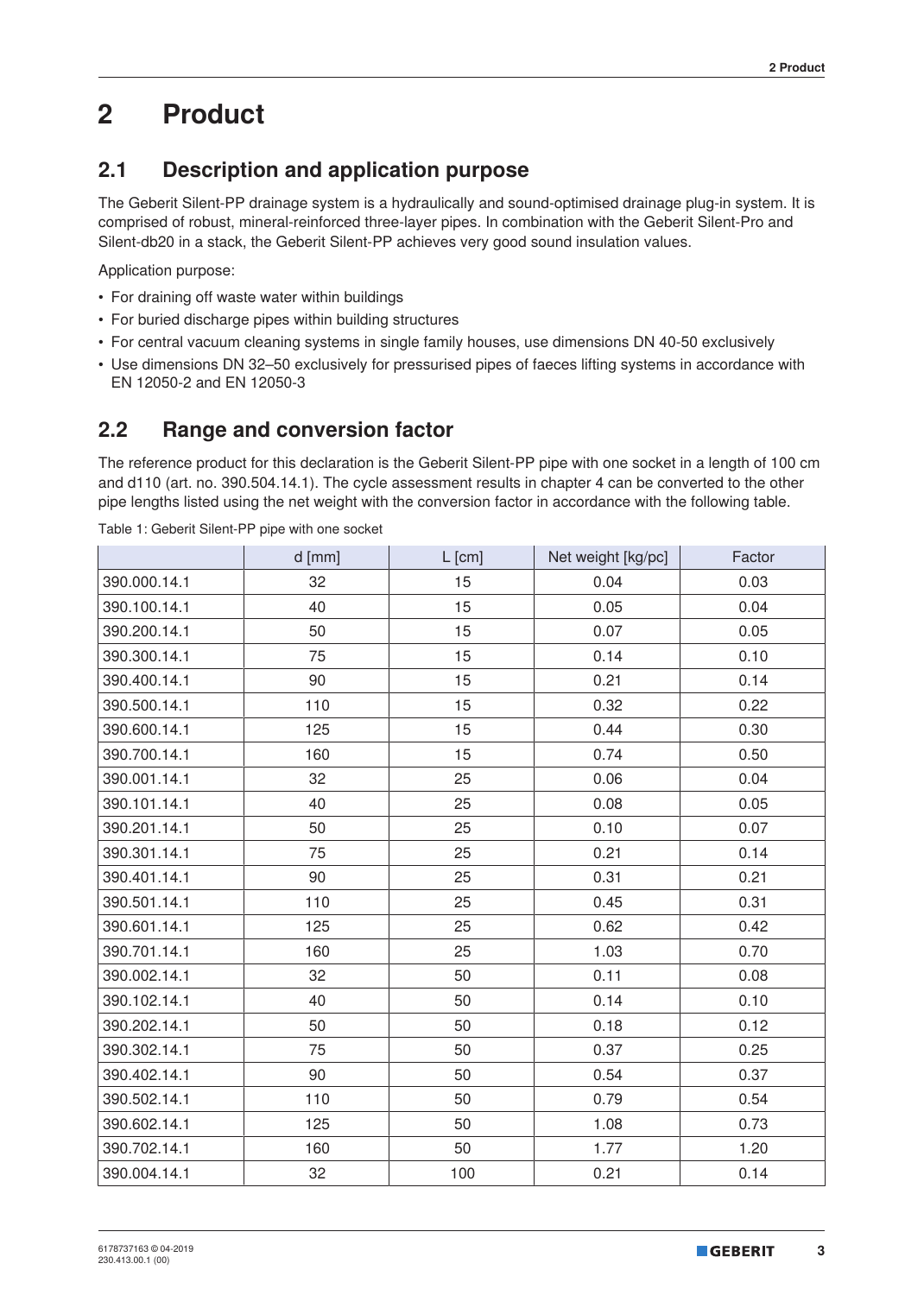# 2 Product

## 2.1 Description and application purpose

The Geberit Silent-PP drainage system is a hydraulically and sound-optimised drainage plug-in system. It is comprised of robust, mineral-reinforced three-layer pipes. In combination with the Geberit Silent-Pro and Silent-db20 in a stack, the Geberit Silent-PP achieves very good sound insulation values.

Application purpose:

- For draining off waste water within buildings
- For buried discharge pipes within building structures
- For central vacuum cleaning systems in single family houses, use dimensions DN 40-50 exclusively
- Use dimensions DN 32–50 exclusively for pressurised pipes of faeces lifting systems in accordance with EN 12050-2 and EN 12050-3

## 2.2 Range and conversion factor

The reference product for this declaration is the Geberit Silent-PP pipe with one socket in a length of 100 cm and d110 (art. no. 390.504.14.1). The cycle assessment results in chapter 4 can be converted to the other pipe lengths listed using the net weight with the conversion factor in accordance with the following table.

Table 1: Geberit Silent-PP pipe with one socket

| | d [mm] | L [cm] | Net weight [kg/pc] | Factor |
|---|---|---|---|---|
| 390.000.14.1 | 32 | 15 | 0.04 | 0.03 |
| 390.100.14.1 | 40 | 15 | 0.05 | 0.04 |
| 390.200.14.1 | 50 | 15 | 0.07 | 0.05 |
| 390.300.14.1 | 75 | 15 | 0.14 | 0.10 |
| 390.400.14.1 | 90 | 15 | 0.21 | 0.14 |
| 390.500.14.1 | 110 | 15 | 0.32 | 0.22 |
| 390.600.14.1 | 125 | 15 | 0.44 | 0.30 |
| 390.700.14.1 | 160 | 15 | 0.74 | 0.50 |
| 390.001.14.1 | 32 | 25 | 0.06 | 0.04 |
| 390.101.14.1 | 40 | 25 | 0.08 | 0.05 |
| 390.201.14.1 | 50 | 25 | 0.10 | 0.07 |
| 390.301.14.1 | 75 | 25 | 0.21 | 0.14 |
| 390.401.14.1 | 90 | 25 | 0.31 | 0.21 |
| 390.501.14.1 | 110 | 25 | 0.45 | 0.31 |
| 390.601.14.1 | 125 | 25 | 0.62 | 0.42 |
| 390.701.14.1 | 160 | 25 | 1.03 | 0.70 |
| 390.002.14.1 | 32 | 50 | 0.11 | 0.08 |
| 390.102.14.1 | 40 | 50 | 0.14 | 0.10 |
| 390.202.14.1 | 50 | 50 | 0.18 | 0.12 |
| 390.302.14.1 | 75 | 50 | 0.37 | 0.25 |
| 390.402.14.1 | 90 | 50 | 0.54 | 0.37 |
| 390.502.14.1 | 110 | 50 | 0.79 | 0.54 |
| 390.602.14.1 | 125 | 50 | 1.08 | 0.73 |
| 390.702.14.1 | 160 | 50 | 1.77 | 1.20 |
| 390.004.14.1 | 32 | 100 | 0.21 | 0.14 |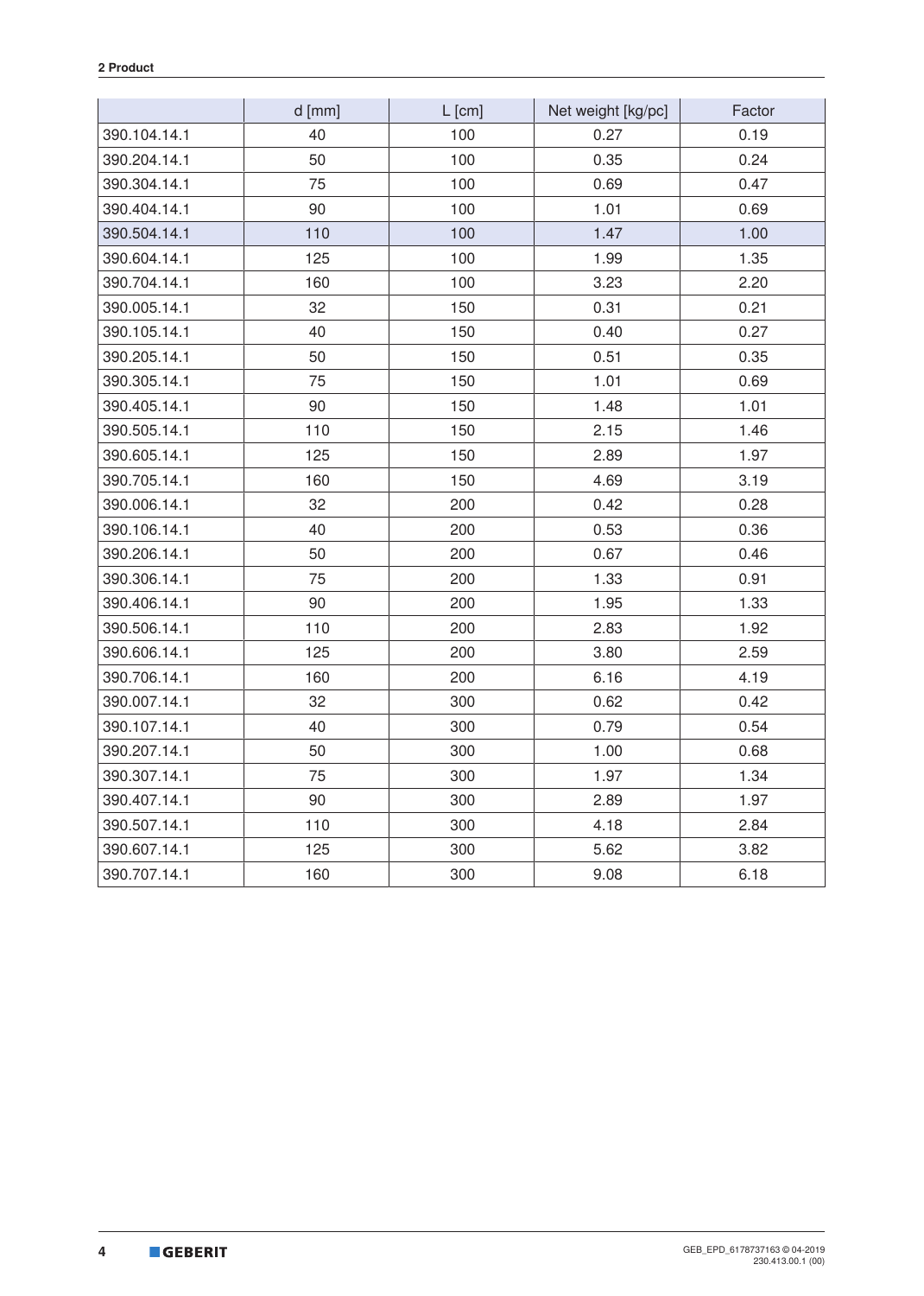|  | d [mm] | L [cm] | Net weight [kg/pc] | Factor |
|---|---|---|---|---|
| 390.104.14.1 | 40 | 100 | 0.27 | 0.19 |
| 390.204.14.1 | 50 | 100 | 0.35 | 0.24 |
| 390.304.14.1 | 75 | 100 | 0.69 | 0.47 |
| 390.404.14.1 | 90 | 100 | 1.01 | 0.69 |
| 390.504.14.1 | 110 | 100 | 1.47 | 1.00 |
| 390.604.14.1 | 125 | 100 | 1.99 | 1.35 |
| 390.704.14.1 | 160 | 100 | 3.23 | 2.20 |
| 390.005.14.1 | 32 | 150 | 0.31 | 0.21 |
| 390.105.14.1 | 40 | 150 | 0.40 | 0.27 |
| 390.205.14.1 | 50 | 150 | 0.51 | 0.35 |
| 390.305.14.1 | 75 | 150 | 1.01 | 0.69 |
| 390.405.14.1 | 90 | 150 | 1.48 | 1.01 |
| 390.505.14.1 | 110 | 150 | 2.15 | 1.46 |
| 390.605.14.1 | 125 | 150 | 2.89 | 1.97 |
| 390.705.14.1 | 160 | 150 | 4.69 | 3.19 |
| 390.006.14.1 | 32 | 200 | 0.42 | 0.28 |
| 390.106.14.1 | 40 | 200 | 0.53 | 0.36 |
| 390.206.14.1 | 50 | 200 | 0.67 | 0.46 |
| 390.306.14.1 | 75 | 200 | 1.33 | 0.91 |
| 390.406.14.1 | 90 | 200 | 1.95 | 1.33 |
| 390.506.14.1 | 110 | 200 | 2.83 | 1.92 |
| 390.606.14.1 | 125 | 200 | 3.80 | 2.59 |
| 390.706.14.1 | 160 | 200 | 6.16 | 4.19 |
| 390.007.14.1 | 32 | 300 | 0.62 | 0.42 |
| 390.107.14.1 | 40 | 300 | 0.79 | 0.54 |
| 390.207.14.1 | 50 | 300 | 1.00 | 0.68 |
| 390.307.14.1 | 75 | 300 | 1.97 | 1.34 |
| 390.407.14.1 | 90 | 300 | 2.89 | 1.97 |
| 390.507.14.1 | 110 | 300 | 4.18 | 2.84 |
| 390.607.14.1 | 125 | 300 | 5.62 | 3.82 |
| 390.707.14.1 | 160 | 300 | 9.08 | 6.18 |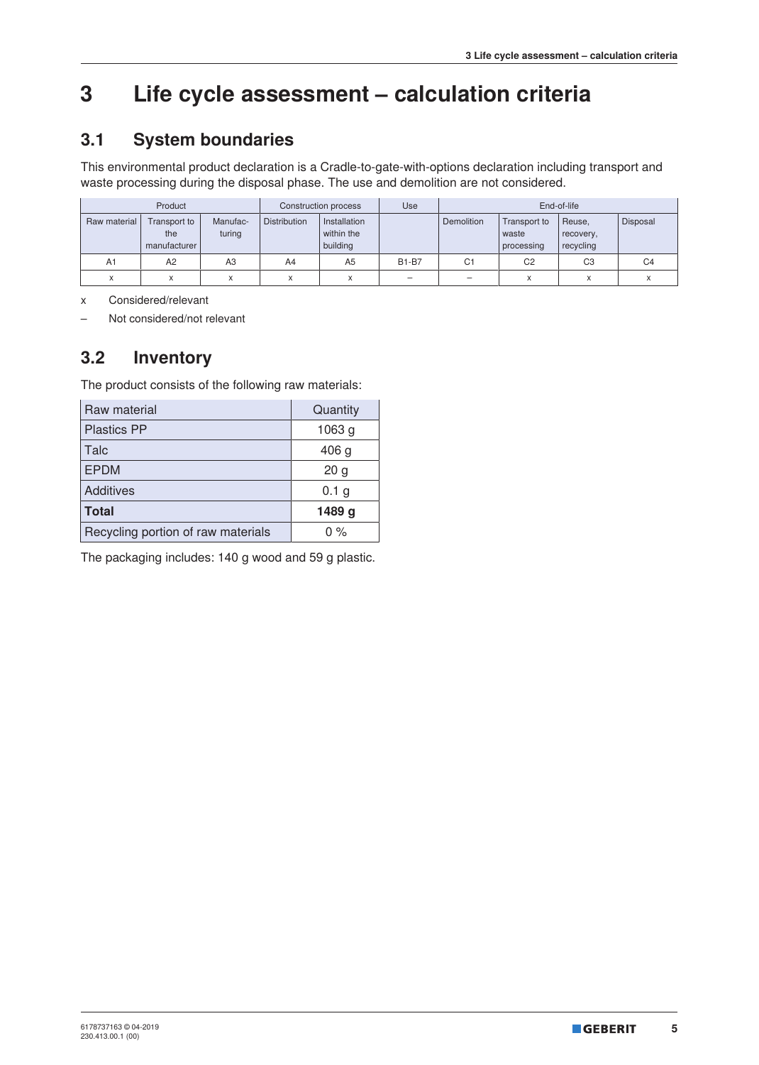# 3 Life cycle assessment – calculation criteria

## 3.1 System boundaries

This environmental product declaration is a Cradle-to-gate-with-options declaration including transport and waste processing during the disposal phase. The use and demolition are not considered.

| Product | | | Construction process | | Use | End-of-life | | | |
|---|---|---|---|---|---|---|---|---|---|
| Raw material | Transport to the manufacturer | Manufac-turing | Distribution | Installation within the building | | Demolition | Transport to waste processing | Reuse, recovery, recycling | Disposal |
| A1 | A2 | A3 | A4 | A5 | B1-B7 | C1 | C2 | C3 | C4 |
| x | x | x | x | x | – | – | x | x | x |

x Considered/relevant

– Not considered/not relevant

## 3.2 Inventory

The product consists of the following raw materials:

| Raw material | Quantity |
|---|---|
| Plastics PP | 1063 g |
| Talc | 406 g |
| EPDM | 20 g |
| Additives | 0.1 g |
| **Total** | **1489 g** |
| Recycling portion of raw materials | 0 % |

The packaging includes: 140 g wood and 59 g plastic.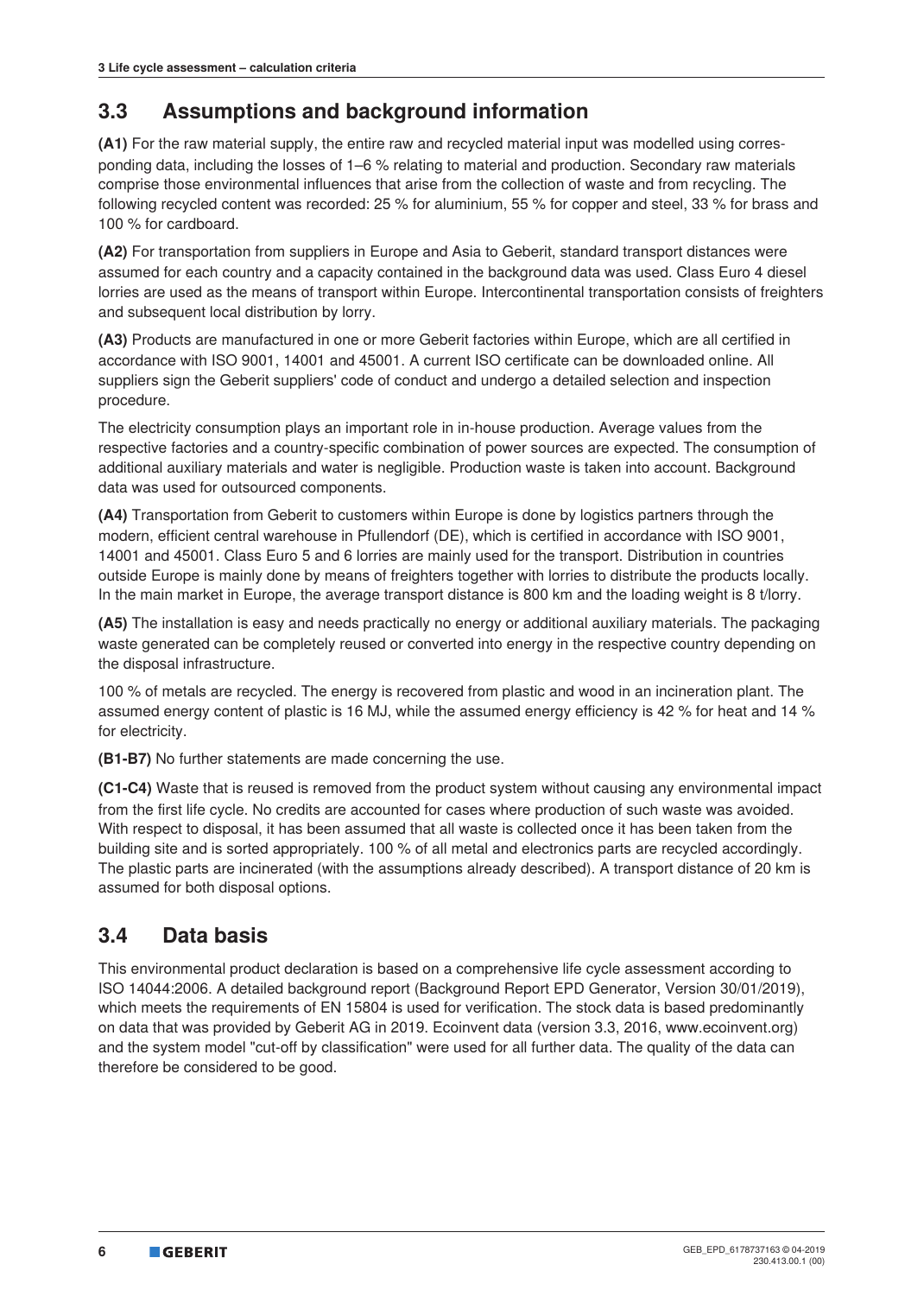## 3.3 Assumptions and background information

**(A1)** For the raw material supply, the entire raw and recycled material input was modelled using corresponding data, including the losses of 1–6 % relating to material and production. Secondary raw materials comprise those environmental influences that arise from the collection of waste and from recycling. The following recycled content was recorded: 25 % for aluminium, 55 % for copper and steel, 33 % for brass and 100 % for cardboard.

**(A2)** For transportation from suppliers in Europe and Asia to Geberit, standard transport distances were assumed for each country and a capacity contained in the background data was used. Class Euro 4 diesel lorries are used as the means of transport within Europe. Intercontinental transportation consists of freighters and subsequent local distribution by lorry.

**(A3)** Products are manufactured in one or more Geberit factories within Europe, which are all certified in accordance with ISO 9001, 14001 and 45001. A current ISO certificate can be downloaded online. All suppliers sign the Geberit suppliers' code of conduct and undergo a detailed selection and inspection procedure.

The electricity consumption plays an important role in in-house production. Average values from the respective factories and a country-specific combination of power sources are expected. The consumption of additional auxiliary materials and water is negligible. Production waste is taken into account. Background data was used for outsourced components.

**(A4)** Transportation from Geberit to customers within Europe is done by logistics partners through the modern, efficient central warehouse in Pfullendorf (DE), which is certified in accordance with ISO 9001, 14001 and 45001. Class Euro 5 and 6 lorries are mainly used for the transport. Distribution in countries outside Europe is mainly done by means of freighters together with lorries to distribute the products locally. In the main market in Europe, the average transport distance is 800 km and the loading weight is 8 t/lorry.

**(A5)** The installation is easy and needs practically no energy or additional auxiliary materials. The packaging waste generated can be completely reused or converted into energy in the respective country depending on the disposal infrastructure.

100 % of metals are recycled. The energy is recovered from plastic and wood in an incineration plant. The assumed energy content of plastic is 16 MJ, while the assumed energy efficiency is 42 % for heat and 14 % for electricity.

**(B1-B7)** No further statements are made concerning the use.

**(C1-C4)** Waste that is reused is removed from the product system without causing any environmental impact from the first life cycle. No credits are accounted for cases where production of such waste was avoided. With respect to disposal, it has been assumed that all waste is collected once it has been taken from the building site and is sorted appropriately. 100 % of all metal and electronics parts are recycled accordingly. The plastic parts are incinerated (with the assumptions already described). A transport distance of 20 km is assumed for both disposal options.

## 3.4 Data basis

This environmental product declaration is based on a comprehensive life cycle assessment according to ISO 14044:2006. A detailed background report (Background Report EPD Generator, Version 30/01/2019), which meets the requirements of EN 15804 is used for verification. The stock data is based predominantly on data that was provided by Geberit AG in 2019. Ecoinvent data (version 3.3, 2016, www.ecoinvent.org) and the system model "cut-off by classification" were used for all further data. The quality of the data can therefore be considered to be good.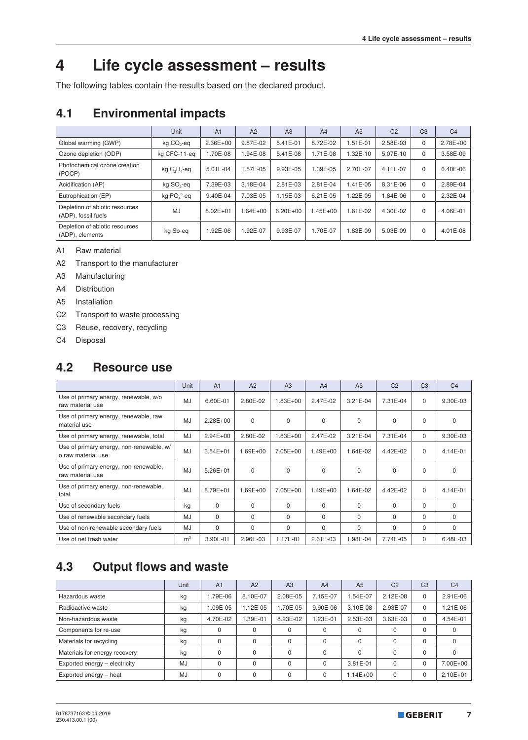# 4 Life cycle assessment – results

The following tables contain the results based on the declared product.

## 4.1 Environmental impacts

| | Unit | A1 | A2 | A3 | A4 | A5 | C2 | C3 | C4 |
|---|---|---|---|---|---|---|---|---|---|
| Global warming (GWP) | kg $CO_2$-eq | 2.36E+00 | 9.87E-02 | 5.41E-01 | 8.72E-02 | 1.51E-01 | 2.58E-03 | 0 | 2.78E+00 |
| Ozone depletion (ODP) | kg CFC-11-eq | 1.70E-08 | 1.94E-08 | 5.41E-08 | 1.71E-08 | 1.32E-10 | 5.07E-10 | 0 | 3.58E-09 |
| Photochemical ozone creation (POCP) | kg $C_2H_4$-eq | 5.01E-04 | 1.57E-05 | 9.93E-05 | 1.39E-05 | 2.70E-07 | 4.11E-07 | 0 | 6.40E-06 |
| Acidification (AP) | kg $SO_2$-eq | 7.39E-03 | 3.18E-04 | 2.81E-03 | 2.81E-04 | 1.41E-05 | 8.31E-06 | 0 | 2.89E-04 |
| Eutrophication (EP) | kg $PO_4^{3-}$-eq | 9.40E-04 | 7.03E-05 | 1.15E-03 | 6.21E-05 | 1.22E-05 | 1.84E-06 | 0 | 2.32E-04 |
| Depletion of abiotic resources (ADP), fossil fuels | MJ | 8.02E+01 | 1.64E+00 | 6.20E+00 | 1.45E+00 | 1.61E-02 | 4.30E-02 | 0 | 4.06E-01 |
| Depletion of abiotic resources (ADP), elements | kg Sb-eq | 1.92E-06 | 1.92E-07 | 9.93E-07 | 1.70E-07 | 1.83E-09 | 5.03E-09 | 0 | 4.01E-08 |

A1 Raw material
A2 Transport to the manufacturer
A3 Manufacturing
A4 Distribution
A5 Installation
C2 Transport to waste processing
C3 Reuse, recovery, recycling
C4 Disposal

## 4.2 Resource use

| | Unit | A1 | A2 | A3 | A4 | A5 | C2 | C3 | C4 |
|---|---|---|---|---|---|---|---|---|---|
| Use of primary energy, renewable, w/o raw material use | MJ | 6.60E-01 | 2.80E-02 | 1.83E+00 | 2.47E-02 | 3.21E-04 | 7.31E-04 | 0 | 9.30E-03 |
| Use of primary energy, renewable, raw material use | MJ | 2.28E+00 | 0 | 0 | 0 | 0 | 0 | 0 | 0 |
| Use of primary energy, renewable, total | MJ | 2.94E+00 | 2.80E-02 | 1.83E+00 | 2.47E-02 | 3.21E-04 | 7.31E-04 | 0 | 9.30E-03 |
| Use of primary energy, non-renewable, w/o raw material use | MJ | 3.54E+01 | 1.69E+00 | 7.05E+00 | 1.49E+00 | 1.64E-02 | 4.42E-02 | 0 | 4.14E-01 |
| Use of primary energy, non-renewable, raw material use | MJ | 5.26E+01 | 0 | 0 | 0 | 0 | 0 | 0 | 0 |
| Use of primary energy, non-renewable, total | MJ | 8.79E+01 | 1.69E+00 | 7.05E+00 | 1.49E+00 | 1.64E-02 | 4.42E-02 | 0 | 4.14E-01 |
| Use of secondary fuels | kg | 0 | 0 | 0 | 0 | 0 | 0 | 0 | 0 |
| Use of renewable secondary fuels | MJ | 0 | 0 | 0 | 0 | 0 | 0 | 0 | 0 |
| Use of non-renewable secondary fuels | MJ | 0 | 0 | 0 | 0 | 0 | 0 | 0 | 0 |
| Use of net fresh water | $m^3$ | 3.90E-01 | 2.96E-03 | 1.17E-01 | 2.61E-03 | 1.98E-04 | 7.74E-05 | 0 | 6.48E-03 |

## 4.3 Output flows and waste

| | Unit | A1 | A2 | A3 | A4 | A5 | C2 | C3 | C4 |
|---|---|---|---|---|---|---|---|---|---|
| Hazardous waste | kg | 1.79E-06 | 8.10E-07 | 2.08E-05 | 7.15E-07 | 1.54E-07 | 2.12E-08 | 0 | 2.91E-06 |
| Radioactive waste | kg | 1.09E-05 | 1.12E-05 | 1.70E-05 | 9.90E-06 | 3.10E-08 | 2.93E-07 | 0 | 1.21E-06 |
| Non-hazardous waste | kg | 4.70E-02 | 1.39E-01 | 8.23E-02 | 1.23E-01 | 2.53E-03 | 3.63E-03 | 0 | 4.54E-01 |
| Components for re-use | kg | 0 | 0 | 0 | 0 | 0 | 0 | 0 | 0 |
| Materials for recycling | kg | 0 | 0 | 0 | 0 | 0 | 0 | 0 | 0 |
| Materials for energy recovery | kg | 0 | 0 | 0 | 0 | 0 | 0 | 0 | 0 |
| Exported energy – electricity | MJ | 0 | 0 | 0 | 0 | 3.81E-01 | 0 | 0 | 7.00E+00 |
| Exported energy – heat | MJ | 0 | 0 | 0 | 0 | 1.14E+00 | 0 | 0 | 2.10E+01 |

6178737163 © 04-2019
230.413.00.1 (00)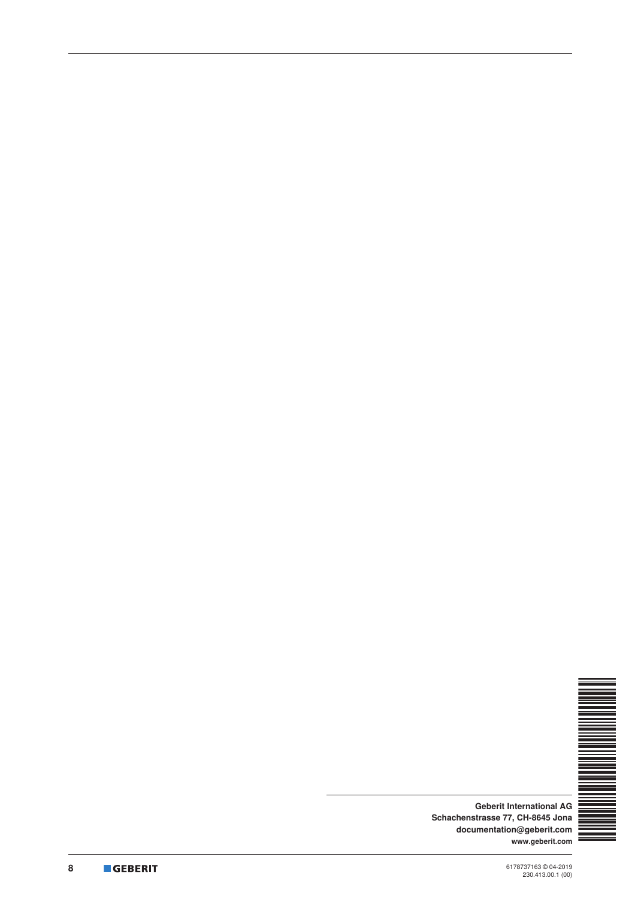**Geberit International AG**
**Schachenstrasse 77, CH-8645 Jona**
**documentation@geberit.com**
**www.geberit.com**

6178737163 © 04-2019
230.413.00.1 (00)